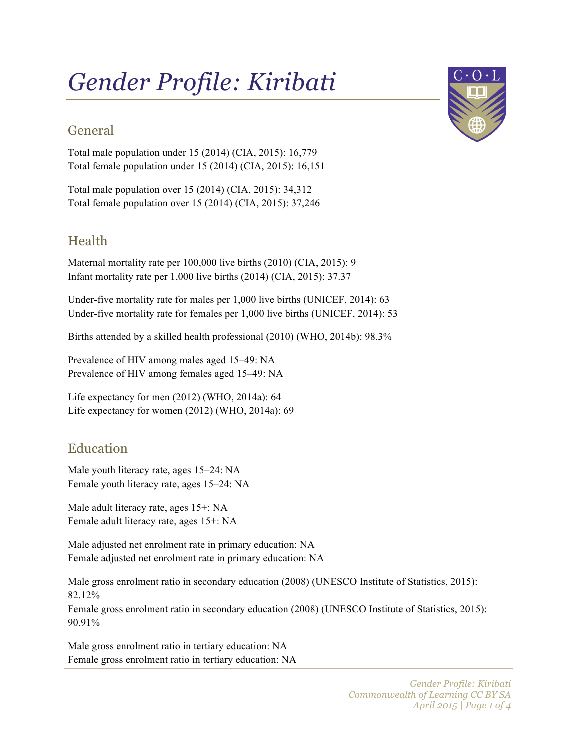# *Gender Profile: Kiribati*

## General

Total male population under 15 (2014) (CIA, 2015): 16,779
Total female population under 15 (2014) (CIA, 2015): 16,151

Total male population over 15 (2014) (CIA, 2015): 34,312
Total female population over 15 (2014) (CIA, 2015): 37,246

## Health

Maternal mortality rate per 100,000 live births (2010) (CIA, 2015): 9
Infant mortality rate per 1,000 live births (2014) (CIA, 2015): 37.37

Under-five mortality rate for males per 1,000 live births (UNICEF, 2014): 63
Under-five mortality rate for females per 1,000 live births (UNICEF, 2014): 53

Births attended by a skilled health professional (2010) (WHO, 2014b): 98.3%

Prevalence of HIV among males aged 15–49: NA
Prevalence of HIV among females aged 15–49: NA

Life expectancy for men (2012) (WHO, 2014a): 64
Life expectancy for women (2012) (WHO, 2014a): 69

## Education

Male youth literacy rate, ages 15–24: NA
Female youth literacy rate, ages 15–24: NA

Male adult literacy rate, ages 15+: NA
Female adult literacy rate, ages 15+: NA

Male adjusted net enrolment rate in primary education: NA
Female adjusted net enrolment rate in primary education: NA

Male gross enrolment ratio in secondary education (2008) (UNESCO Institute of Statistics, 2015): 82.12%
Female gross enrolment ratio in secondary education (2008) (UNESCO Institute of Statistics, 2015): 90.91%

Male gross enrolment ratio in tertiary education: NA
Female gross enrolment ratio in tertiary education: NA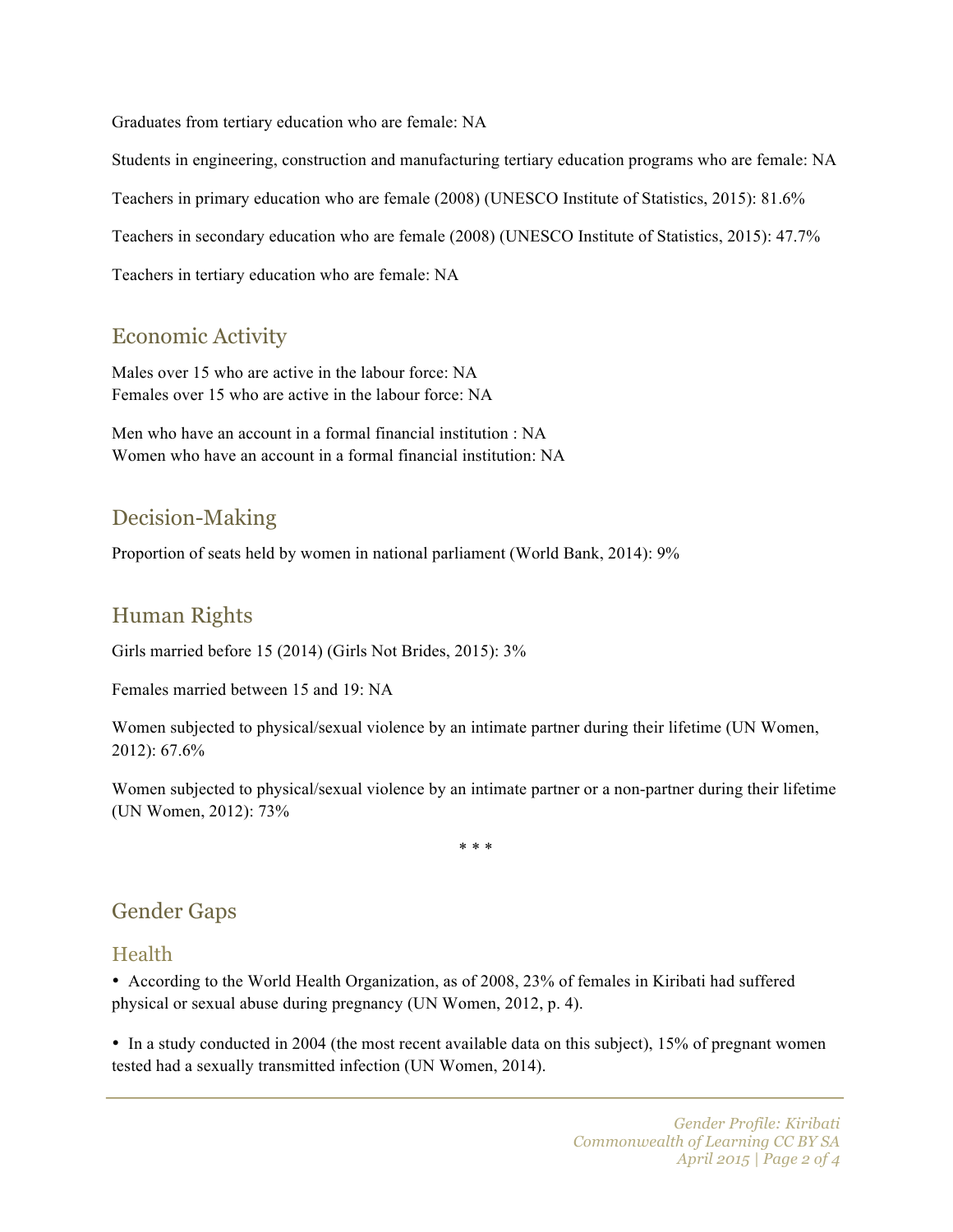Graduates from tertiary education who are female: NA

Students in engineering, construction and manufacturing tertiary education programs who are female: NA

Teachers in primary education who are female (2008) (UNESCO Institute of Statistics, 2015): 81.6%

Teachers in secondary education who are female (2008) (UNESCO Institute of Statistics, 2015): 47.7%

Teachers in tertiary education who are female: NA

### Economic Activity

Males over 15 who are active in the labour force: NA
Females over 15 who are active in the labour force: NA

Men who have an account in a formal financial institution : NA
Women who have an account in a formal financial institution: NA

### Decision-Making

Proportion of seats held by women in national parliament (World Bank, 2014): 9%

### Human Rights

Girls married before 15 (2014) (Girls Not Brides, 2015): 3%

Females married between 15 and 19: NA

Women subjected to physical/sexual violence by an intimate partner during their lifetime (UN Women, 2012): 67.6%

Women subjected to physical/sexual violence by an intimate partner or a non-partner during their lifetime (UN Women, 2012): 73%

\* \* \*

## Gender Gaps

### Health

- According to the World Health Organization, as of 2008, 23% of females in Kiribati had suffered physical or sexual abuse during pregnancy (UN Women, 2012, p. 4).

- In a study conducted in 2004 (the most recent available data on this subject), 15% of pregnant women tested had a sexually transmitted infection (UN Women, 2014).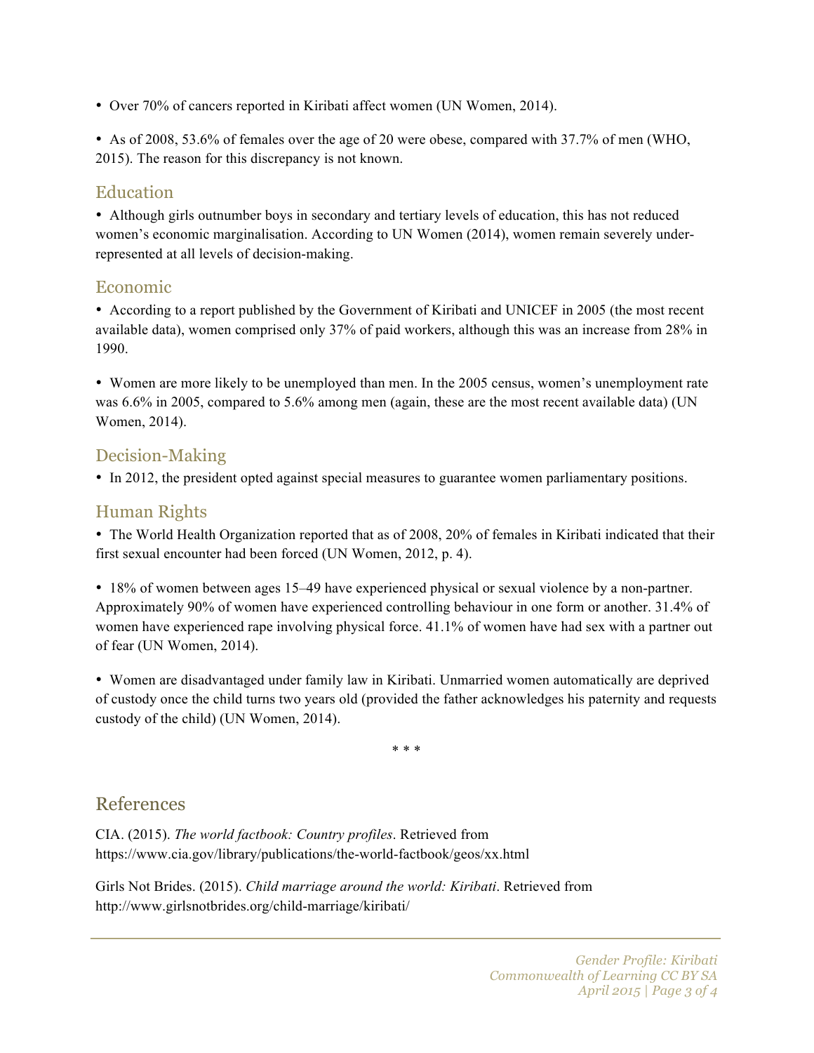- Over 70% of cancers reported in Kiribati affect women (UN Women, 2014).

- As of 2008, 53.6% of females over the age of 20 were obese, compared with 37.7% of men (WHO, 2015). The reason for this discrepancy is not known.

## Education

- Although girls outnumber boys in secondary and tertiary levels of education, this has not reduced women's economic marginalisation. According to UN Women (2014), women remain severely under-represented at all levels of decision-making.

## Economic

- According to a report published by the Government of Kiribati and UNICEF in 2005 (the most recent available data), women comprised only 37% of paid workers, although this was an increase from 28% in 1990.

- Women are more likely to be unemployed than men. In the 2005 census, women's unemployment rate was 6.6% in 2005, compared to 5.6% among men (again, these are the most recent available data) (UN Women, 2014).

## Decision-Making

- In 2012, the president opted against special measures to guarantee women parliamentary positions.

## Human Rights

- The World Health Organization reported that as of 2008, 20% of females in Kiribati indicated that their first sexual encounter had been forced (UN Women, 2012, p. 4).

- 18% of women between ages 15–49 have experienced physical or sexual violence by a non-partner. Approximately 90% of women have experienced controlling behaviour in one form or another. 31.4% of women have experienced rape involving physical force. 41.1% of women have had sex with a partner out of fear (UN Women, 2014).

- Women are disadvantaged under family law in Kiribati. Unmarried women automatically are deprived of custody once the child turns two years old (provided the father acknowledges his paternity and requests custody of the child) (UN Women, 2014).

\* \* \*

## References

CIA. (2015). *The world factbook: Country profiles*. Retrieved from https://www.cia.gov/library/publications/the-world-factbook/geos/xx.html

Girls Not Brides. (2015). *Child marriage around the world: Kiribati*. Retrieved from http://www.girlsnotbrides.org/child-marriage/kiribati/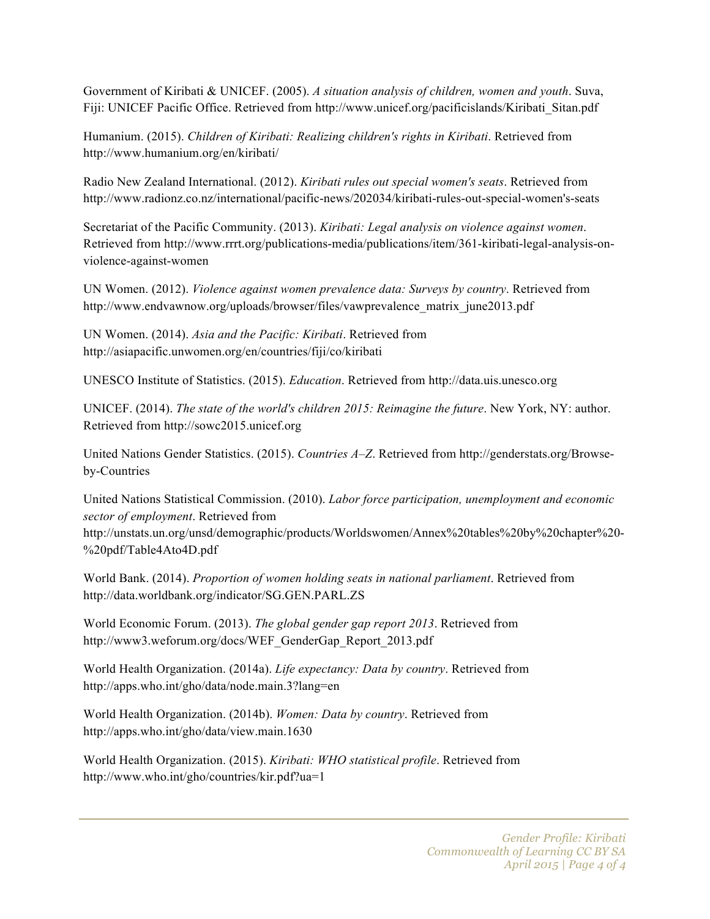Government of Kiribati & UNICEF. (2005). *A situation analysis of children, women and youth*. Suva, Fiji: UNICEF Pacific Office. Retrieved from http://www.unicef.org/pacificislands/Kiribati_Sitan.pdf

Humanium. (2015). *Children of Kiribati: Realizing children's rights in Kiribati*. Retrieved from http://www.humanium.org/en/kiribati/

Radio New Zealand International. (2012). *Kiribati rules out special women's seats*. Retrieved from http://www.radionz.co.nz/international/pacific-news/202034/kiribati-rules-out-special-women's-seats

Secretariat of the Pacific Community. (2013). *Kiribati: Legal analysis on violence against women*. Retrieved from http://www.rrrt.org/publications-media/publications/item/361-kiribati-legal-analysis-on-violence-against-women

UN Women. (2012). *Violence against women prevalence data: Surveys by country*. Retrieved from http://www.endvawnow.org/uploads/browser/files/vawprevalence_matrix_june2013.pdf

UN Women. (2014). *Asia and the Pacific: Kiribati*. Retrieved from http://asiapacific.unwomen.org/en/countries/fiji/co/kiribati

UNESCO Institute of Statistics. (2015). *Education*. Retrieved from http://data.uis.unesco.org

UNICEF. (2014). *The state of the world's children 2015: Reimagine the future*. New York, NY: author. Retrieved from http://sowc2015.unicef.org

United Nations Gender Statistics. (2015). *Countries A–Z*. Retrieved from http://genderstats.org/Browse-by-Countries

United Nations Statistical Commission. (2010). *Labor force participation, unemployment and economic sector of employment*. Retrieved from http://unstats.un.org/unsd/demographic/products/Worldswomen/Annex%20tables%20by%20chapter%20-%20pdf/Table4Ato4D.pdf

World Bank. (2014). *Proportion of women holding seats in national parliament*. Retrieved from http://data.worldbank.org/indicator/SG.GEN.PARL.ZS

World Economic Forum. (2013). *The global gender gap report 2013*. Retrieved from http://www3.weforum.org/docs/WEF_GenderGap_Report_2013.pdf

World Health Organization. (2014a). *Life expectancy: Data by country*. Retrieved from http://apps.who.int/gho/data/node.main.3?lang=en

World Health Organization. (2014b). *Women: Data by country*. Retrieved from http://apps.who.int/gho/data/view.main.1630

World Health Organization. (2015). *Kiribati: WHO statistical profile*. Retrieved from http://www.who.int/gho/countries/kir.pdf?ua=1